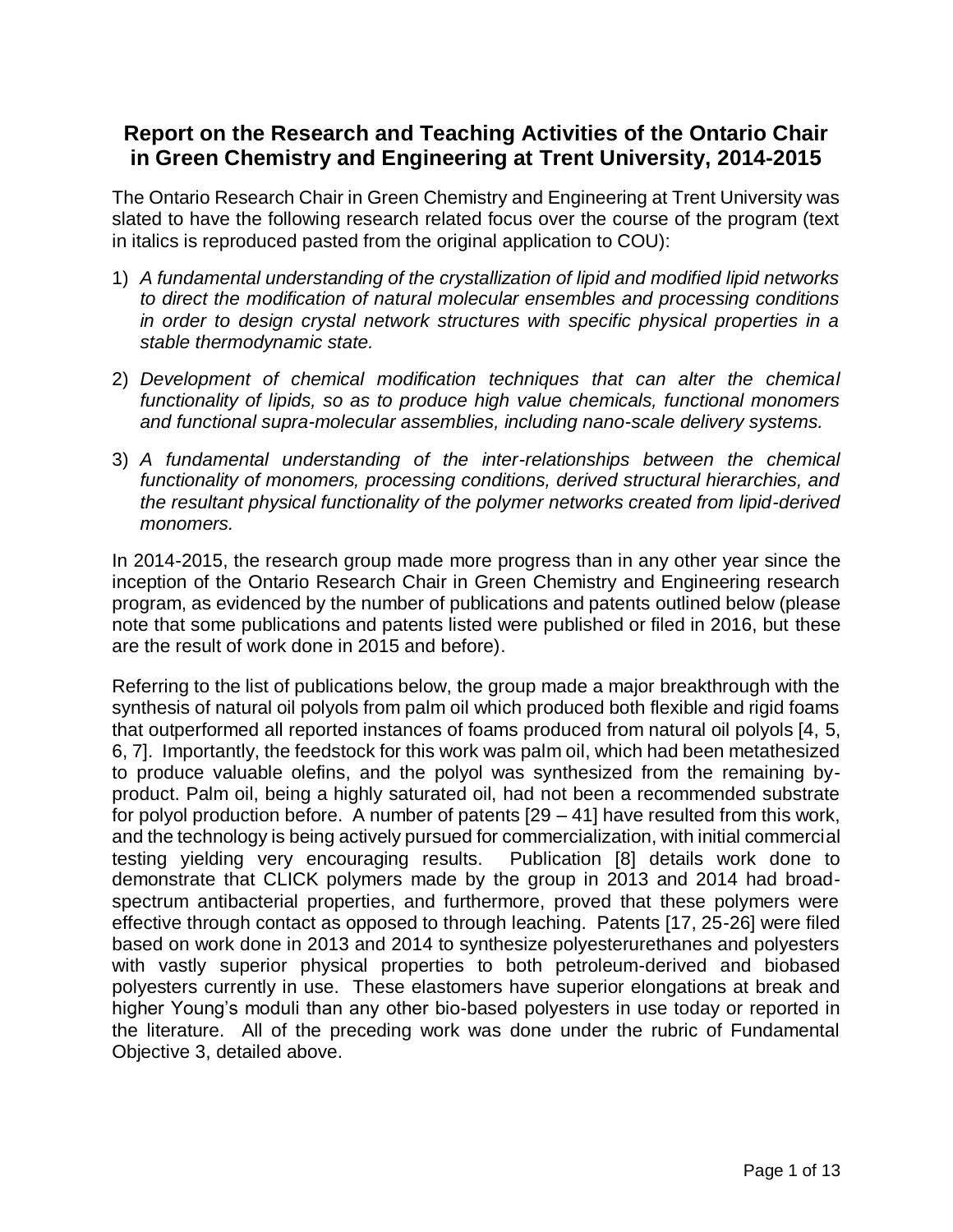## Report on the Research and Teaching Activities of the Ontario Chair in Green Chemistry and Engineering at Trent University, 2014-2015

The Ontario Research Chair in Green Chemistry and Engineering at Trent University was slated to have the following research related focus over the course of the program (text in italics is reproduced pasted from the original application to COU):

1) *A fundamental understanding of the crystallization of lipid and modified lipid networks to direct the modification of natural molecular ensembles and processing conditions in order to design crystal network structures with specific physical properties in a stable thermodynamic state.*

2) *Development of chemical modification techniques that can alter the chemical functionality of lipids, so as to produce high value chemicals, functional monomers and functional supra-molecular assemblies, including nano-scale delivery systems.*

3) *A fundamental understanding of the inter-relationships between the chemical functionality of monomers, processing conditions, derived structural hierarchies, and the resultant physical functionality of the polymer networks created from lipid-derived monomers.*

In 2014-2015, the research group made more progress than in any other year since the inception of the Ontario Research Chair in Green Chemistry and Engineering research program, as evidenced by the number of publications and patents outlined below (please note that some publications and patents listed were published or filed in 2016, but these are the result of work done in 2015 and before).

Referring to the list of publications below, the group made a major breakthrough with the synthesis of natural oil polyols from palm oil which produced both flexible and rigid foams that outperformed all reported instances of foams produced from natural oil polyols [4, 5, 6, 7]. Importantly, the feedstock for this work was palm oil, which had been metathesized to produce valuable olefins, and the polyol was synthesized from the remaining by-product. Palm oil, being a highly saturated oil, had not been a recommended substrate for polyol production before. A number of patents [29 – 41] have resulted from this work, and the technology is being actively pursued for commercialization, with initial commercial testing yielding very encouraging results. Publication [8] details work done to demonstrate that CLICK polymers made by the group in 2013 and 2014 had broad-spectrum antibacterial properties, and furthermore, proved that these polymers were effective through contact as opposed to through leaching. Patents [17, 25-26] were filed based on work done in 2013 and 2014 to synthesize polyesterurethanes and polyesters with vastly superior physical properties to both petroleum-derived and biobased polyesters currently in use. These elastomers have superior elongations at break and higher Young's moduli than any other bio-based polyesters in use today or reported in the literature. All of the preceding work was done under the rubric of Fundamental Objective 3, detailed above.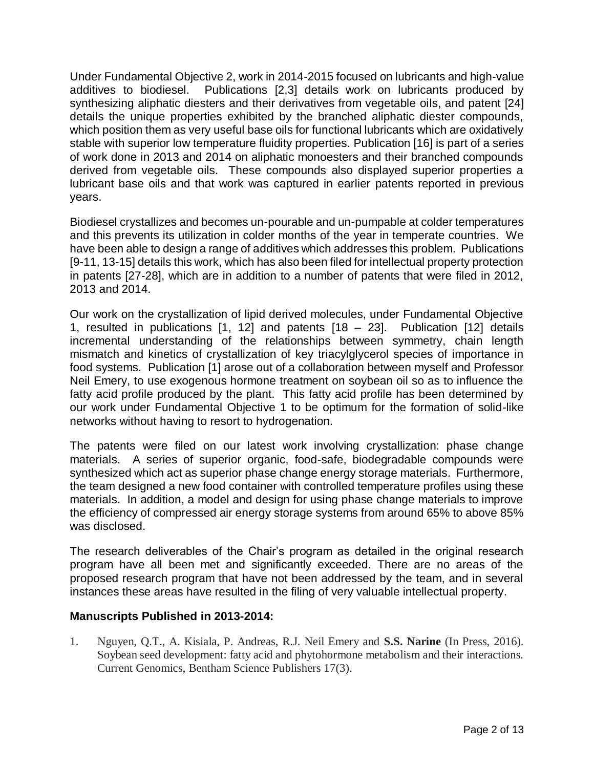Under Fundamental Objective 2, work in 2014-2015 focused on lubricants and high-value additives to biodiesel. Publications [2,3] details work on lubricants produced by synthesizing aliphatic diesters and their derivatives from vegetable oils, and patent [24] details the unique properties exhibited by the branched aliphatic diester compounds, which position them as very useful base oils for functional lubricants which are oxidatively stable with superior low temperature fluidity properties. Publication [16] is part of a series of work done in 2013 and 2014 on aliphatic monoesters and their branched compounds derived from vegetable oils. These compounds also displayed superior properties a lubricant base oils and that work was captured in earlier patents reported in previous years.

Biodiesel crystallizes and becomes un-pourable and un-pumpable at colder temperatures and this prevents its utilization in colder months of the year in temperate countries. We have been able to design a range of additives which addresses this problem. Publications [9-11, 13-15] details this work, which has also been filed for intellectual property protection in patents [27-28], which are in addition to a number of patents that were filed in 2012, 2013 and 2014.

Our work on the crystallization of lipid derived molecules, under Fundamental Objective 1, resulted in publications [1, 12] and patents [18 – 23]. Publication [12] details incremental understanding of the relationships between symmetry, chain length mismatch and kinetics of crystallization of key triacylglycerol species of importance in food systems. Publication [1] arose out of a collaboration between myself and Professor Neil Emery, to use exogenous hormone treatment on soybean oil so as to influence the fatty acid profile produced by the plant. This fatty acid profile has been determined by our work under Fundamental Objective 1 to be optimum for the formation of solid-like networks without having to resort to hydrogenation.

The patents were filed on our latest work involving crystallization: phase change materials. A series of superior organic, food-safe, biodegradable compounds were synthesized which act as superior phase change energy storage materials. Furthermore, the team designed a new food container with controlled temperature profiles using these materials. In addition, a model and design for using phase change materials to improve the efficiency of compressed air energy storage systems from around 65% to above 85% was disclosed.

The research deliverables of the Chair's program as detailed in the original research program have all been met and significantly exceeded. There are no areas of the proposed research program that have not been addressed by the team, and in several instances these areas have resulted in the filing of very valuable intellectual property.

### Manuscripts Published in 2013-2014:

1. Nguyen, Q.T., A. Kisiala, P. Andreas, R.J. Neil Emery and **S.S. Narine** (In Press, 2016). Soybean seed development: fatty acid and phytohormone metabolism and their interactions. Current Genomics, Bentham Science Publishers 17(3).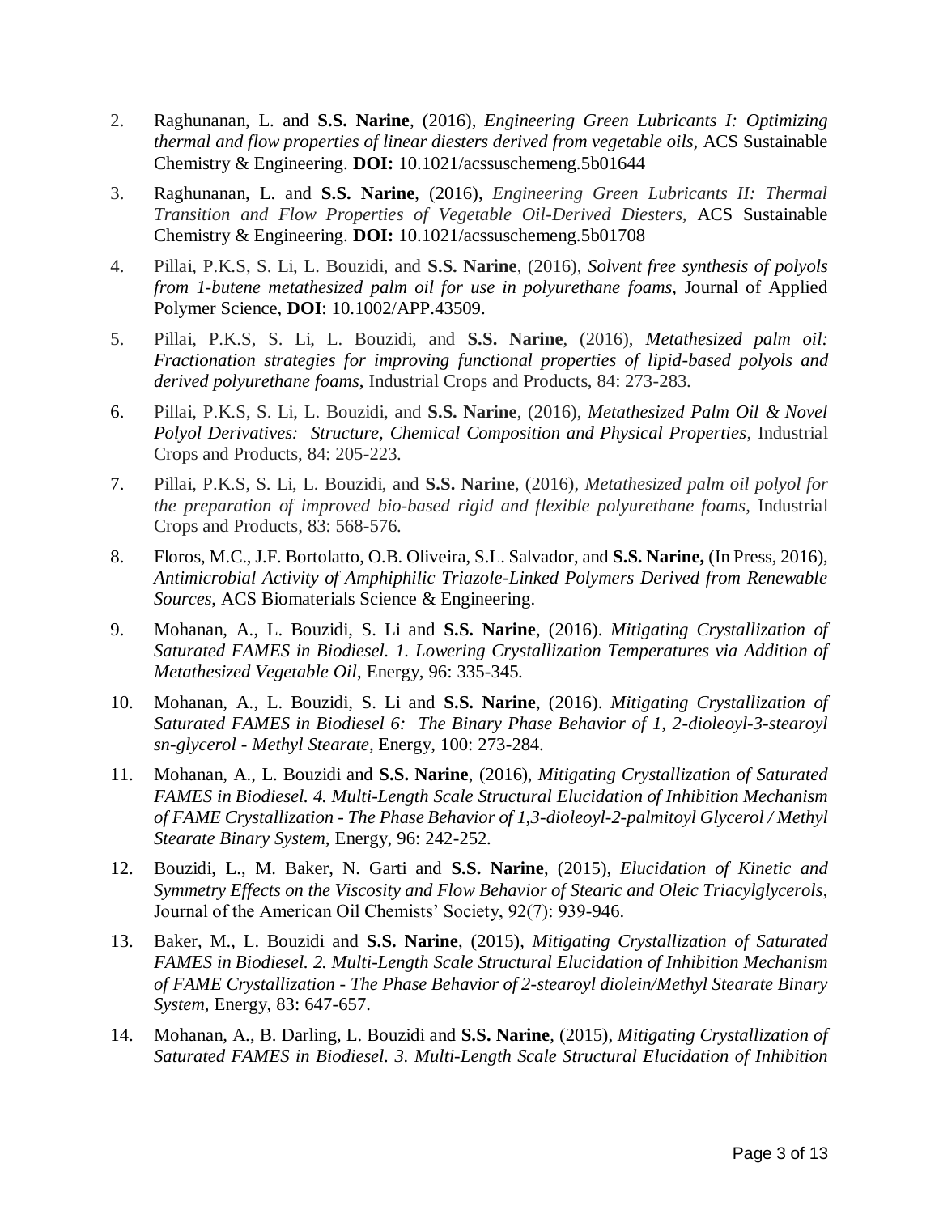2. Raghunanan, L. and **S.S. Narine**, (2016), *Engineering Green Lubricants I: Optimizing thermal and flow properties of linear diesters derived from vegetable oils,* ACS Sustainable Chemistry & Engineering. **DOI:** 10.1021/acssuschemeng.5b01644

3. Raghunanan, L. and **S.S. Narine**, (2016), *Engineering Green Lubricants II: Thermal Transition and Flow Properties of Vegetable Oil-Derived Diesters,* ACS Sustainable Chemistry & Engineering. **DOI:** 10.1021/acssuschemeng.5b01708

4. Pillai, P.K.S, S. Li, L. Bouzidi, and **S.S. Narine**, (2016), *Solvent free synthesis of polyols from 1-butene metathesized palm oil for use in polyurethane foams*, Journal of Applied Polymer Science, **DOI**: 10.1002/APP.43509.

5. Pillai, P.K.S, S. Li, L. Bouzidi, and **S.S. Narine**, (2016), *Metathesized palm oil: Fractionation strategies for improving functional properties of lipid-based polyols and derived polyurethane foams*, Industrial Crops and Products, 84: 273-283.

6. Pillai, P.K.S, S. Li, L. Bouzidi, and **S.S. Narine**, (2016), *Metathesized Palm Oil & Novel Polyol Derivatives: Structure, Chemical Composition and Physical Properties*, Industrial Crops and Products, 84: 205-223.

7. Pillai, P.K.S, S. Li, L. Bouzidi, and **S.S. Narine**, (2016), *Metathesized palm oil polyol for the preparation of improved bio-based rigid and flexible polyurethane foams*, Industrial Crops and Products, 83: 568-576.

8. Floros, M.C., J.F. Bortolatto, O.B. Oliveira, S.L. Salvador, and **S.S. Narine,** (In Press, 2016), *Antimicrobial Activity of Amphiphilic Triazole-Linked Polymers Derived from Renewable Sources*, ACS Biomaterials Science & Engineering.

9. Mohanan, A., L. Bouzidi, S. Li and **S.S. Narine**, (2016). *Mitigating Crystallization of Saturated FAMES in Biodiesel. 1. Lowering Crystallization Temperatures via Addition of Metathesized Vegetable Oil*, Energy, 96: 335-345.

10. Mohanan, A., L. Bouzidi, S. Li and **S.S. Narine**, (2016). *Mitigating Crystallization of Saturated FAMES in Biodiesel 6: The Binary Phase Behavior of 1, 2-dioleoyl-3-stearoyl sn-glycerol - Methyl Stearate*, Energy, 100: 273-284.

11. Mohanan, A., L. Bouzidi and **S.S. Narine**, (2016), *Mitigating Crystallization of Saturated FAMES in Biodiesel. 4. Multi-Length Scale Structural Elucidation of Inhibition Mechanism of FAME Crystallization - The Phase Behavior of 1,3-dioleoyl-2-palmitoyl Glycerol / Methyl Stearate Binary System*, Energy, 96: 242-252.

12. Bouzidi, L., M. Baker, N. Garti and **S.S. Narine**, (2015), *Elucidation of Kinetic and Symmetry Effects on the Viscosity and Flow Behavior of Stearic and Oleic Triacylglycerols*, Journal of the American Oil Chemists' Society, 92(7): 939-946.

13. Baker, M., L. Bouzidi and **S.S. Narine**, (2015), *Mitigating Crystallization of Saturated FAMES in Biodiesel. 2. Multi-Length Scale Structural Elucidation of Inhibition Mechanism of FAME Crystallization - The Phase Behavior of 2-stearoyl diolein/Methyl Stearate Binary System,* Energy, 83: 647-657.

14. Mohanan, A., B. Darling, L. Bouzidi and **S.S. Narine**, (2015), *Mitigating Crystallization of Saturated FAMES in Biodiesel. 3. Multi-Length Scale Structural Elucidation of Inhibition*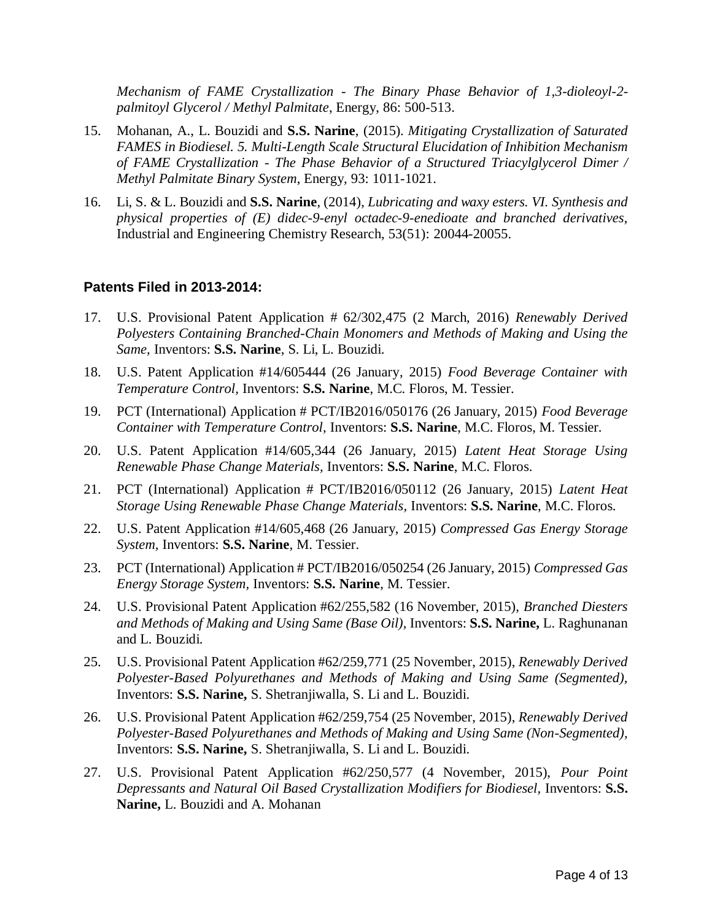*Mechanism of FAME Crystallization - The Binary Phase Behavior of 1,3-dioleoyl-2-palmitoyl Glycerol / Methyl Palmitate*, Energy, 86: 500-513.

15. Mohanan, A., L. Bouzidi and **S.S. Narine**, (2015). *Mitigating Crystallization of Saturated FAMES in Biodiesel. 5. Multi-Length Scale Structural Elucidation of Inhibition Mechanism of FAME Crystallization - The Phase Behavior of a Structured Triacylglycerol Dimer / Methyl Palmitate Binary System*, Energy, 93: 1011-1021.

16. Li, S. & L. Bouzidi and **S.S. Narine**, (2014), *Lubricating and waxy esters. VI. Synthesis and physical properties of (E) didec-9-enyl octadec-9-enedioate and branched derivatives*, Industrial and Engineering Chemistry Research, 53(51): 20044-20055.

### Patents Filed in 2013-2014:

17. U.S. Provisional Patent Application # 62/302,475 (2 March, 2016) *Renewably Derived Polyesters Containing Branched-Chain Monomers and Methods of Making and Using the Same,* Inventors: **S.S. Narine**, S. Li, L. Bouzidi.

18. U.S. Patent Application #14/605444 (26 January, 2015) *Food Beverage Container with Temperature Control,* Inventors: **S.S. Narine**, M.C. Floros, M. Tessier.

19. PCT (International) Application # PCT/IB2016/050176 (26 January, 2015) *Food Beverage Container with Temperature Control*, Inventors: **S.S. Narine**, M.C. Floros, M. Tessier.

20. U.S. Patent Application #14/605,344 (26 January, 2015) *Latent Heat Storage Using Renewable Phase Change Materials,* Inventors: **S.S. Narine**, M.C. Floros.

21. PCT (International) Application # PCT/IB2016/050112 (26 January, 2015) *Latent Heat Storage Using Renewable Phase Change Materials*, Inventors: **S.S. Narine**, M.C. Floros.

22. U.S. Patent Application #14/605,468 (26 January, 2015) *Compressed Gas Energy Storage System*, Inventors: **S.S. Narine**, M. Tessier.

23. PCT (International) Application # PCT/IB2016/050254 (26 January, 2015) *Compressed Gas Energy Storage System,* Inventors: **S.S. Narine**, M. Tessier.

24. U.S. Provisional Patent Application #62/255,582 (16 November, 2015), *Branched Diesters and Methods of Making and Using Same (Base Oil),* Inventors: **S.S. Narine,** L. Raghunanan and L. Bouzidi.

25. U.S. Provisional Patent Application #62/259,771 (25 November, 2015), *Renewably Derived Polyester-Based Polyurethanes and Methods of Making and Using Same (Segmented),* Inventors: **S.S. Narine,** S. Shetranjiwalla, S. Li and L. Bouzidi.

26. U.S. Provisional Patent Application #62/259,754 (25 November, 2015), *Renewably Derived Polyester-Based Polyurethanes and Methods of Making and Using Same (Non-Segmented),* Inventors: **S.S. Narine,** S. Shetranjiwalla, S. Li and L. Bouzidi.

27. U.S. Provisional Patent Application #62/250,577 (4 November, 2015), *Pour Point Depressants and Natural Oil Based Crystallization Modifiers for Biodiesel,* Inventors: **S.S. Narine,** L. Bouzidi and A. Mohanan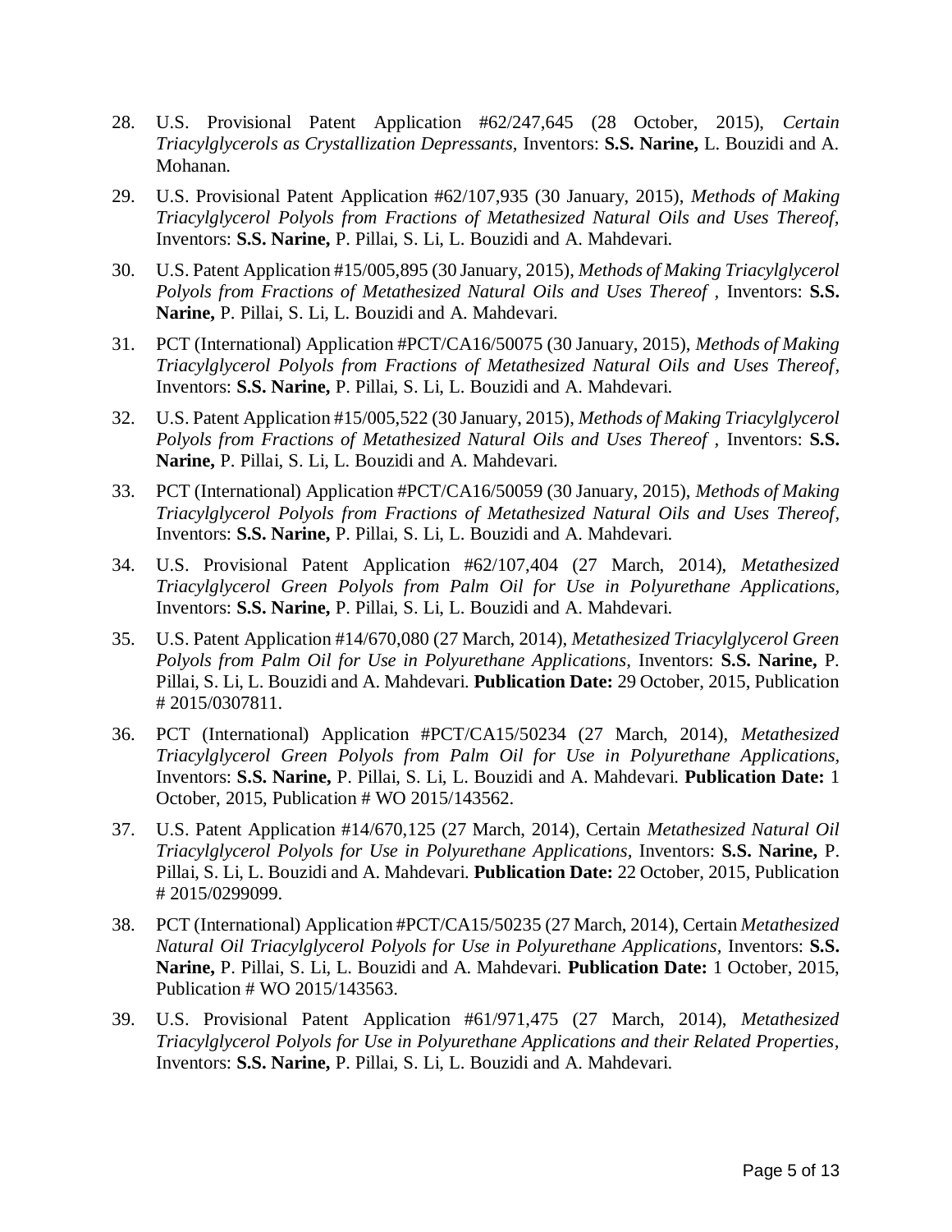28. U.S. Provisional Patent Application #62/247,645 (28 October, 2015), *Certain Triacylglycerols as Crystallization Depressants*, Inventors: **S.S. Narine,** L. Bouzidi and A. Mohanan.

29. U.S. Provisional Patent Application #62/107,935 (30 January, 2015), *Methods of Making Triacylglycerol Polyols from Fractions of Metathesized Natural Oils and Uses Thereof*, Inventors: **S.S. Narine,** P. Pillai, S. Li, L. Bouzidi and A. Mahdevari.

30. U.S. Patent Application #15/005,895 (30 January, 2015), *Methods of Making Triacylglycerol Polyols from Fractions of Metathesized Natural Oils and Uses Thereof* , Inventors: **S.S. Narine,** P. Pillai, S. Li, L. Bouzidi and A. Mahdevari.

31. PCT (International) Application #PCT/CA16/50075 (30 January, 2015), *Methods of Making Triacylglycerol Polyols from Fractions of Metathesized Natural Oils and Uses Thereof*, Inventors: **S.S. Narine,** P. Pillai, S. Li, L. Bouzidi and A. Mahdevari.

32. U.S. Patent Application #15/005,522 (30 January, 2015), *Methods of Making Triacylglycerol Polyols from Fractions of Metathesized Natural Oils and Uses Thereof* , Inventors: **S.S. Narine,** P. Pillai, S. Li, L. Bouzidi and A. Mahdevari.

33. PCT (International) Application #PCT/CA16/50059 (30 January, 2015), *Methods of Making Triacylglycerol Polyols from Fractions of Metathesized Natural Oils and Uses Thereof*, Inventors: **S.S. Narine,** P. Pillai, S. Li, L. Bouzidi and A. Mahdevari.

34. U.S. Provisional Patent Application #62/107,404 (27 March, 2014), *Metathesized Triacylglycerol Green Polyols from Palm Oil for Use in Polyurethane Applications*, Inventors: **S.S. Narine,** P. Pillai, S. Li, L. Bouzidi and A. Mahdevari.

35. U.S. Patent Application #14/670,080 (27 March, 2014), *Metathesized Triacylglycerol Green Polyols from Palm Oil for Use in Polyurethane Applications*, Inventors: **S.S. Narine,** P. Pillai, S. Li, L. Bouzidi and A. Mahdevari. **Publication Date:** 29 October, 2015, Publication # 2015/0307811.

36. PCT (International) Application #PCT/CA15/50234 (27 March, 2014), *Metathesized Triacylglycerol Green Polyols from Palm Oil for Use in Polyurethane Applications*, Inventors: **S.S. Narine,** P. Pillai, S. Li, L. Bouzidi and A. Mahdevari. **Publication Date:** 1 October, 2015, Publication # WO 2015/143562.

37. U.S. Patent Application #14/670,125 (27 March, 2014), Certain *Metathesized Natural Oil Triacylglycerol Polyols for Use in Polyurethane Applications*, Inventors: **S.S. Narine,** P. Pillai, S. Li, L. Bouzidi and A. Mahdevari. **Publication Date:** 22 October, 2015, Publication # 2015/0299099.

38. PCT (International) Application #PCT/CA15/50235 (27 March, 2014), Certain *Metathesized Natural Oil Triacylglycerol Polyols for Use in Polyurethane Applications*, Inventors: **S.S. Narine,** P. Pillai, S. Li, L. Bouzidi and A. Mahdevari. **Publication Date:** 1 October, 2015, Publication # WO 2015/143563.

39. U.S. Provisional Patent Application #61/971,475 (27 March, 2014), *Metathesized Triacylglycerol Polyols for Use in Polyurethane Applications and their Related Properties*, Inventors: **S.S. Narine,** P. Pillai, S. Li, L. Bouzidi and A. Mahdevari.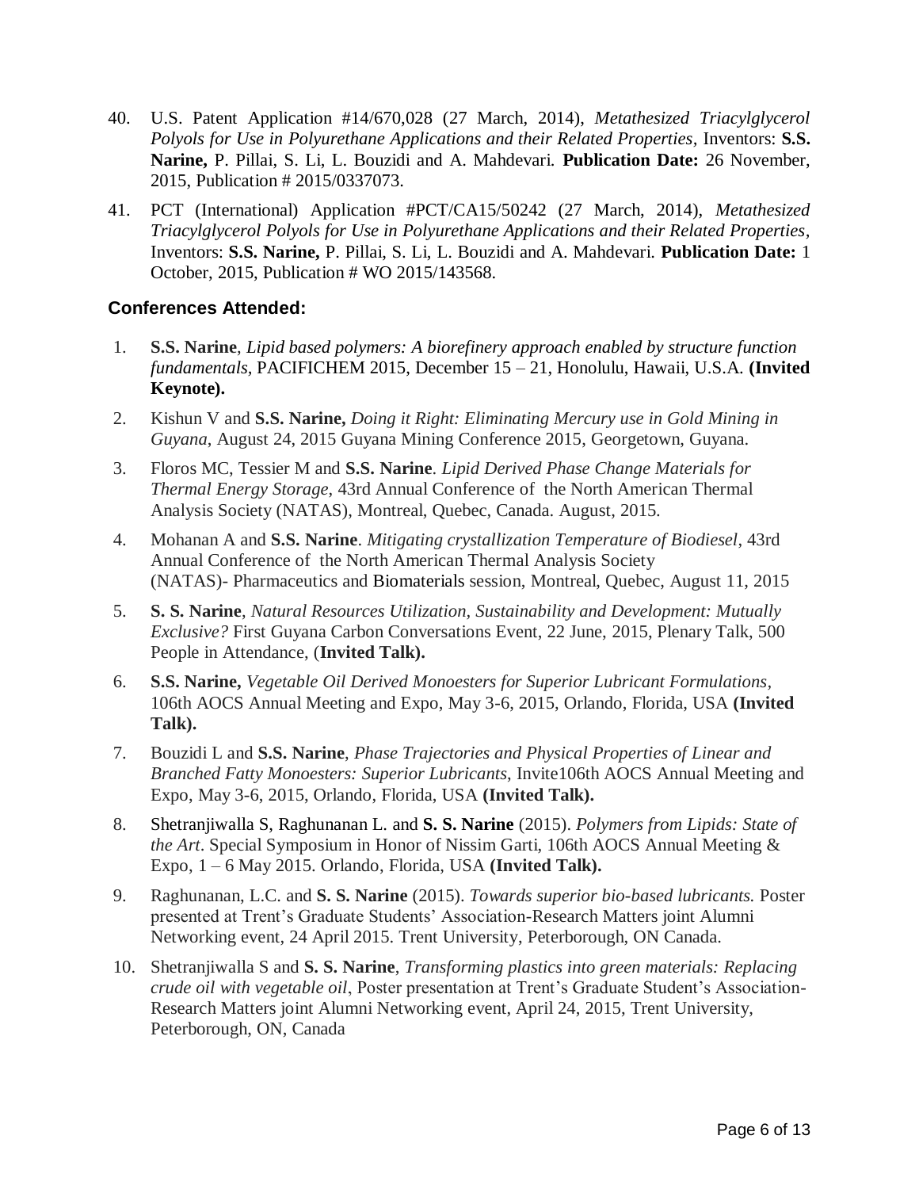40. U.S. Patent Application #14/670,028 (27 March, 2014), *Metathesized Triacylglycerol Polyols for Use in Polyurethane Applications and their Related Properties,* Inventors: **S.S. Narine,** P. Pillai, S. Li, L. Bouzidi and A. Mahdevari. **Publication Date:** 26 November, 2015, Publication # 2015/0337073.

41. PCT (International) Application #PCT/CA15/50242 (27 March, 2014), *Metathesized Triacylglycerol Polyols for Use in Polyurethane Applications and their Related Properties,* Inventors: **S.S. Narine,** P. Pillai, S. Li, L. Bouzidi and A. Mahdevari. **Publication Date:** 1 October, 2015, Publication # WO 2015/143568.

### Conferences Attended:

1. **S.S. Narine**, *Lipid based polymers: A biorefinery approach enabled by structure function fundamentals,* PACIFICHEM 2015, December 15 – 21, Honolulu, Hawaii, U.S.A. **(Invited Keynote).**
2. Kishun V and **S.S. Narine,** *Doing it Right: Eliminating Mercury use in Gold Mining in Guyana*, August 24, 2015 Guyana Mining Conference 2015, Georgetown, Guyana.
3. Floros MC, Tessier M and **S.S. Narine**. *Lipid Derived Phase Change Materials for Thermal Energy Storage*, 43rd Annual Conference of the North American Thermal Analysis Society (NATAS), Montreal, Quebec, Canada. August, 2015.
4. Mohanan A and **S.S. Narine**. *Mitigating crystallization Temperature of Biodiesel*, 43rd Annual Conference of the North American Thermal Analysis Society (NATAS)- Pharmaceutics and Biomaterials session, Montreal, Quebec, August 11, 2015
5. **S. S. Narine**, *Natural Resources Utilization, Sustainability and Development: Mutually Exclusive?* First Guyana Carbon Conversations Event, 22 June, 2015, Plenary Talk, 500 People in Attendance, (**Invited Talk).**
6. **S.S. Narine,** *Vegetable Oil Derived Monoesters for Superior Lubricant Formulations*, 106th AOCS Annual Meeting and Expo, May 3-6, 2015, Orlando, Florida, USA **(Invited Talk).**
7. Bouzidi L and **S.S. Narine**, *Phase Trajectories and Physical Properties of Linear and Branched Fatty Monoesters: Superior Lubricants*, Invite106th AOCS Annual Meeting and Expo, May 3-6, 2015, Orlando, Florida, USA **(Invited Talk).**
8. Shetranjiwalla S, Raghunanan L. and **S. S. Narine** (2015). *Polymers from Lipids: State of the Art*. Special Symposium in Honor of Nissim Garti, 106th AOCS Annual Meeting & Expo, 1 – 6 May 2015. Orlando, Florida, USA **(Invited Talk).**
9. Raghunanan, L.C. and **S. S. Narine** (2015). *Towards superior bio-based lubricants.* Poster presented at Trent's Graduate Students' Association-Research Matters joint Alumni Networking event, 24 April 2015. Trent University, Peterborough, ON Canada.
10. Shetranjiwalla S and **S. S. Narine**, *Transforming plastics into green materials: Replacing crude oil with vegetable oil*, Poster presentation at Trent's Graduate Student's Association-Research Matters joint Alumni Networking event, April 24, 2015, Trent University, Peterborough, ON, Canada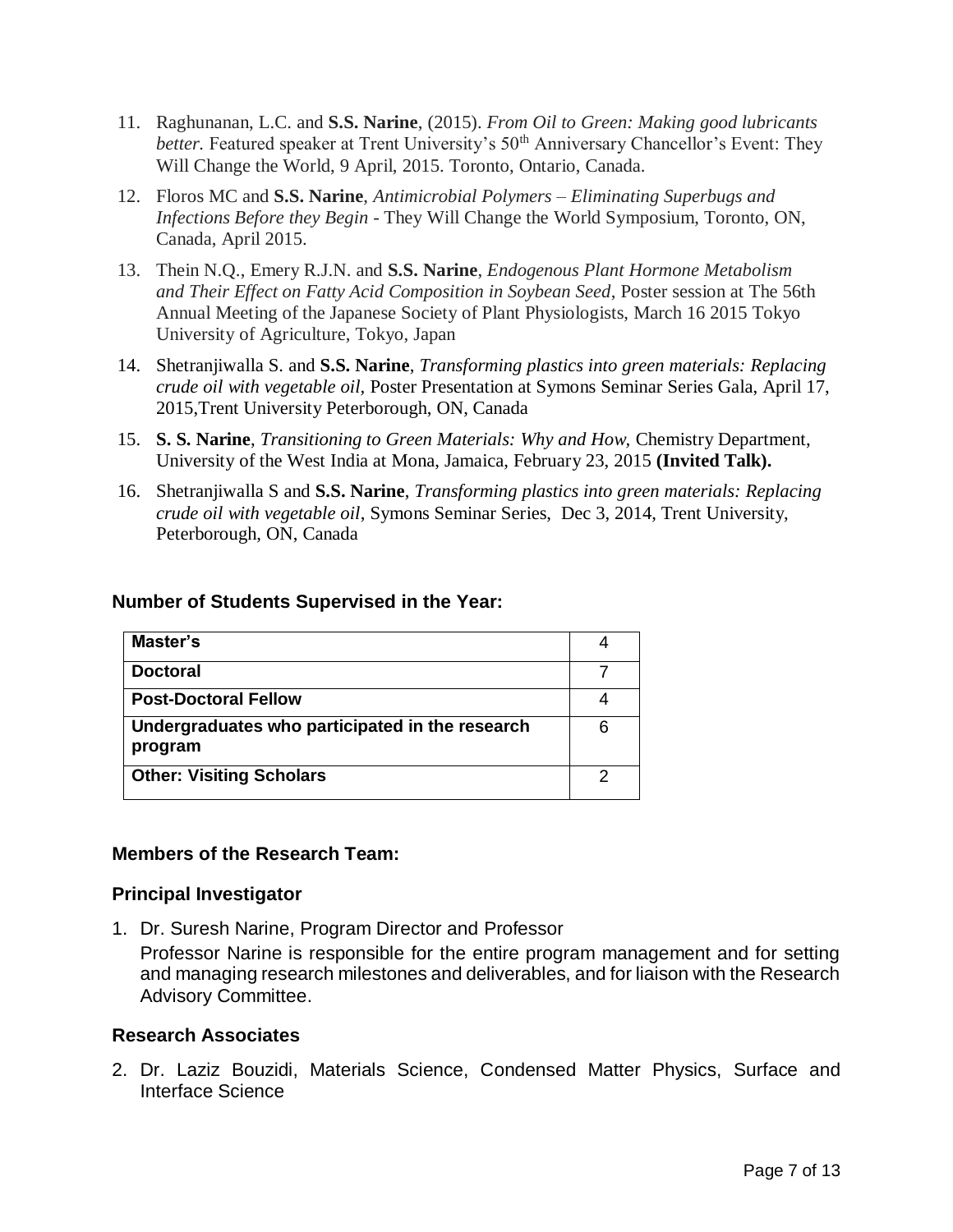11. Raghunanan, L.C. and **S.S. Narine**, (2015). *From Oil to Green: Making good lubricants better.* Featured speaker at Trent University's 50th Anniversary Chancellor's Event: They Will Change the World, 9 April, 2015. Toronto, Ontario, Canada.
12. Floros MC and **S.S. Narine**, *Antimicrobial Polymers – Eliminating Superbugs and Infections Before they Begin* - They Will Change the World Symposium, Toronto, ON, Canada, April 2015.
13. Thein N.Q., Emery R.J.N. and **S.S. Narine**, *Endogenous Plant Hormone Metabolism and Their Effect on Fatty Acid Composition in Soybean Seed*, Poster session at The 56th Annual Meeting of the Japanese Society of Plant Physiologists, March 16 2015 Tokyo University of Agriculture, Tokyo, Japan
14. Shetranjiwalla S. and **S.S. Narine**, *Transforming plastics into green materials: Replacing crude oil with vegetable oil*, Poster Presentation at Symons Seminar Series Gala, April 17, 2015,Trent University Peterborough, ON, Canada
15. **S. S. Narine**, *Transitioning to Green Materials: Why and How,* Chemistry Department, University of the West India at Mona, Jamaica, February 23, 2015 **(Invited Talk).**
16. Shetranjiwalla S and **S.S. Narine**, *Transforming plastics into green materials: Replacing crude oil with vegetable oil*, Symons Seminar Series, Dec 3, 2014, Trent University, Peterborough, ON, Canada

### Number of Students Supervised in the Year:

| | |
|---|---|
| **Master's** | 4 |
| **Doctoral** | 7 |
| **Post-Doctoral Fellow** | 4 |
| **Undergraduates who participated in the research program** | 6 |
| **Other: Visiting Scholars** | 2 |

### Members of the Research Team:

#### Principal Investigator

1. Dr. Suresh Narine, Program Director and Professor
   Professor Narine is responsible for the entire program management and for setting and managing research milestones and deliverables, and for liaison with the Research Advisory Committee.

#### Research Associates

2. Dr. Laziz Bouzidi, Materials Science, Condensed Matter Physics, Surface and Interface Science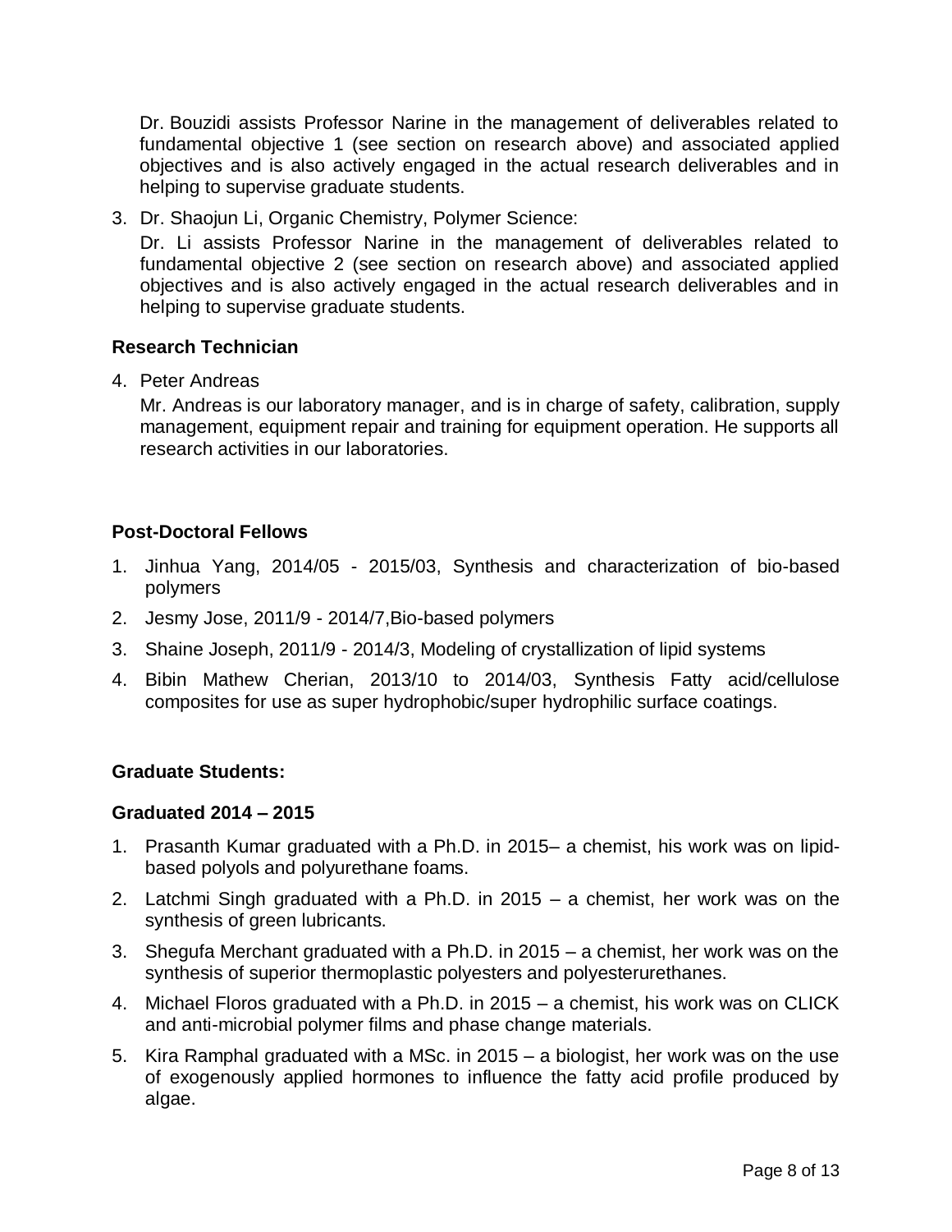Dr. Bouzidi assists Professor Narine in the management of deliverables related to fundamental objective 1 (see section on research above) and associated applied objectives and is also actively engaged in the actual research deliverables and in helping to supervise graduate students.

3. Dr. Shaojun Li, Organic Chemistry, Polymer Science:

   Dr. Li assists Professor Narine in the management of deliverables related to fundamental objective 2 (see section on research above) and associated applied objectives and is also actively engaged in the actual research deliverables and in helping to supervise graduate students.

**Research Technician**

4. Peter Andreas

   Mr. Andreas is our laboratory manager, and is in charge of safety, calibration, supply management, equipment repair and training for equipment operation. He supports all research activities in our laboratories.

**Post-Doctoral Fellows**

1. Jinhua Yang, 2014/05 - 2015/03, Synthesis and characterization of bio-based polymers
2. Jesmy Jose, 2011/9 - 2014/7,Bio-based polymers
3. Shaine Joseph, 2011/9 - 2014/3, Modeling of crystallization of lipid systems
4. Bibin Mathew Cherian, 2013/10 to 2014/03, Synthesis Fatty acid/cellulose composites for use as super hydrophobic/super hydrophilic surface coatings.

**Graduate Students:**

**Graduated 2014 – 2015**

1. Prasanth Kumar graduated with a Ph.D. in 2015– a chemist, his work was on lipid-based polyols and polyurethane foams.
2. Latchmi Singh graduated with a Ph.D. in 2015 – a chemist, her work was on the synthesis of green lubricants.
3. Shegufa Merchant graduated with a Ph.D. in 2015 – a chemist, her work was on the synthesis of superior thermoplastic polyesters and polyesterurethanes.
4. Michael Floros graduated with a Ph.D. in 2015 – a chemist, his work was on CLICK and anti-microbial polymer films and phase change materials.
5. Kira Ramphal graduated with a MSc. in 2015 – a biologist, her work was on the use of exogenously applied hormones to influence the fatty acid profile produced by algae.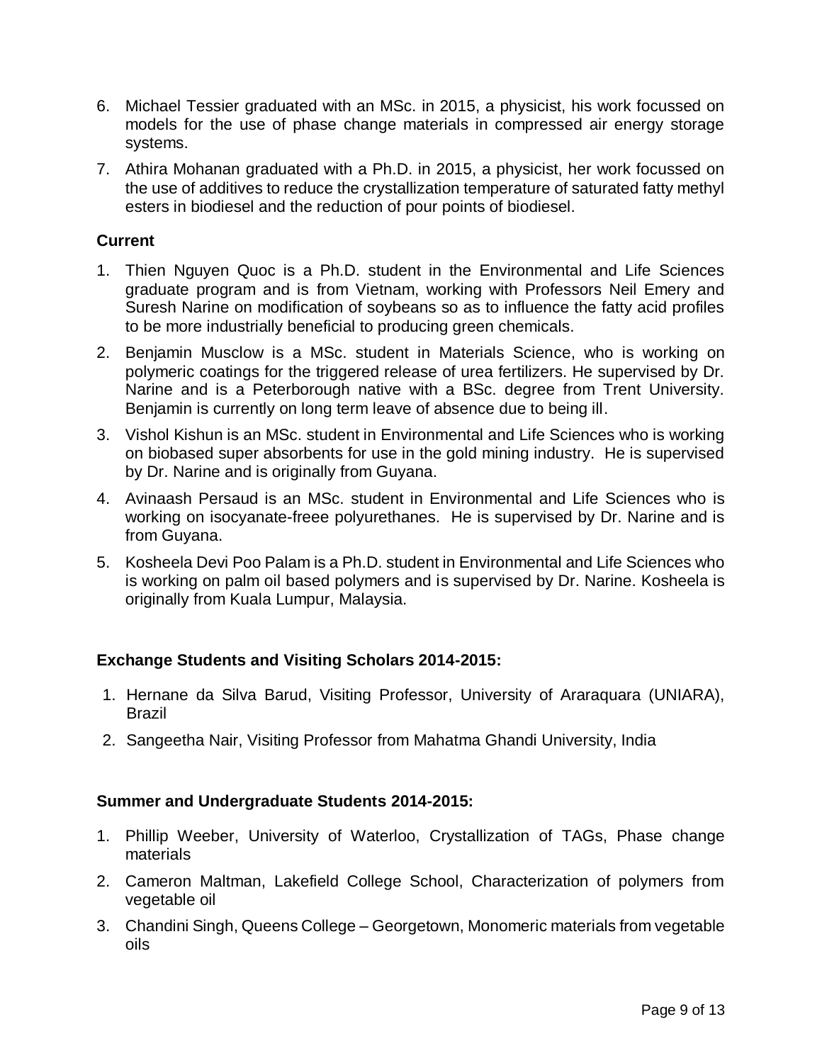6. Michael Tessier graduated with an MSc. in 2015, a physicist, his work focussed on models for the use of phase change materials in compressed air energy storage systems.
7. Athira Mohanan graduated with a Ph.D. in 2015, a physicist, her work focussed on the use of additives to reduce the crystallization temperature of saturated fatty methyl esters in biodiesel and the reduction of pour points of biodiesel.

**Current**

1. Thien Nguyen Quoc is a Ph.D. student in the Environmental and Life Sciences graduate program and is from Vietnam, working with Professors Neil Emery and Suresh Narine on modification of soybeans so as to influence the fatty acid profiles to be more industrially beneficial to producing green chemicals.
2. Benjamin Musclow is a MSc. student in Materials Science, who is working on polymeric coatings for the triggered release of urea fertilizers. He supervised by Dr. Narine and is a Peterborough native with a BSc. degree from Trent University. Benjamin is currently on long term leave of absence due to being ill.
3. Vishol Kishun is an MSc. student in Environmental and Life Sciences who is working on biobased super absorbents for use in the gold mining industry. He is supervised by Dr. Narine and is originally from Guyana.
4. Avinaash Persaud is an MSc. student in Environmental and Life Sciences who is working on isocyanate-freee polyurethanes. He is supervised by Dr. Narine and is from Guyana.
5. Kosheela Devi Poo Palam is a Ph.D. student in Environmental and Life Sciences who is working on palm oil based polymers and is supervised by Dr. Narine. Kosheela is originally from Kuala Lumpur, Malaysia.

**Exchange Students and Visiting Scholars 2014-2015:**

1. Hernane da Silva Barud, Visiting Professor, University of Araraquara (UNIARA), Brazil
2. Sangeetha Nair, Visiting Professor from Mahatma Ghandi University, India

**Summer and Undergraduate Students 2014-2015:**

1. Phillip Weeber, University of Waterloo, Crystallization of TAGs, Phase change materials
2. Cameron Maltman, Lakefield College School, Characterization of polymers from vegetable oil
3. Chandini Singh, Queens College – Georgetown, Monomeric materials from vegetable oils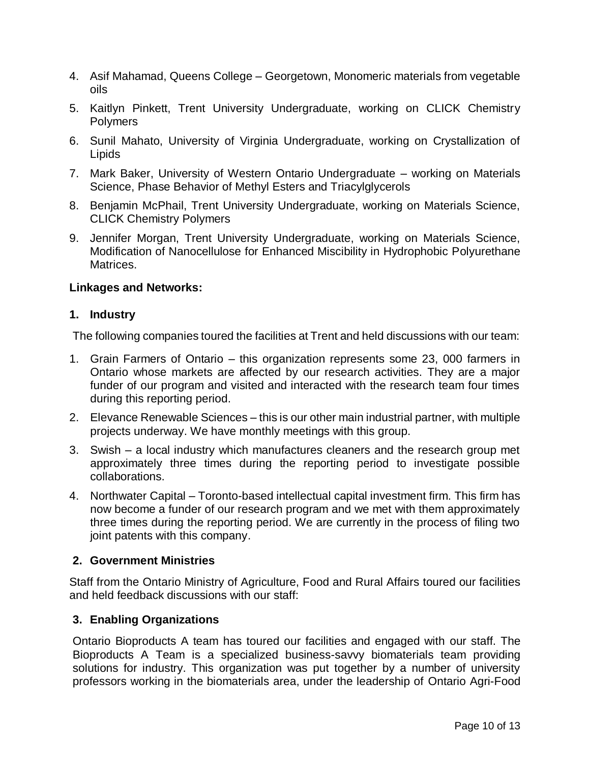4. Asif Mahamad, Queens College – Georgetown, Monomeric materials from vegetable oils
5. Kaitlyn Pinkett, Trent University Undergraduate, working on CLICK Chemistry Polymers
6. Sunil Mahato, University of Virginia Undergraduate, working on Crystallization of Lipids
7. Mark Baker, University of Western Ontario Undergraduate – working on Materials Science, Phase Behavior of Methyl Esters and Triacylglycerols
8. Benjamin McPhail, Trent University Undergraduate, working on Materials Science, CLICK Chemistry Polymers
9. Jennifer Morgan, Trent University Undergraduate, working on Materials Science, Modification of Nanocellulose for Enhanced Miscibility in Hydrophobic Polyurethane Matrices.

**Linkages and Networks:**

**1. Industry**

The following companies toured the facilities at Trent and held discussions with our team:

1. Grain Farmers of Ontario – this organization represents some 23, 000 farmers in Ontario whose markets are affected by our research activities. They are a major funder of our program and visited and interacted with the research team four times during this reporting period.
2. Elevance Renewable Sciences – this is our other main industrial partner, with multiple projects underway. We have monthly meetings with this group.
3. Swish – a local industry which manufactures cleaners and the research group met approximately three times during the reporting period to investigate possible collaborations.
4. Northwater Capital – Toronto-based intellectual capital investment firm. This firm has now become a funder of our research program and we met with them approximately three times during the reporting period. We are currently in the process of filing two joint patents with this company.

**2. Government Ministries**

Staff from the Ontario Ministry of Agriculture, Food and Rural Affairs toured our facilities and held feedback discussions with our staff:

**3. Enabling Organizations**

Ontario Bioproducts A team has toured our facilities and engaged with our staff. The Bioproducts A Team is a specialized business-savvy biomaterials team providing solutions for industry. This organization was put together by a number of university professors working in the biomaterials area, under the leadership of Ontario Agri-Food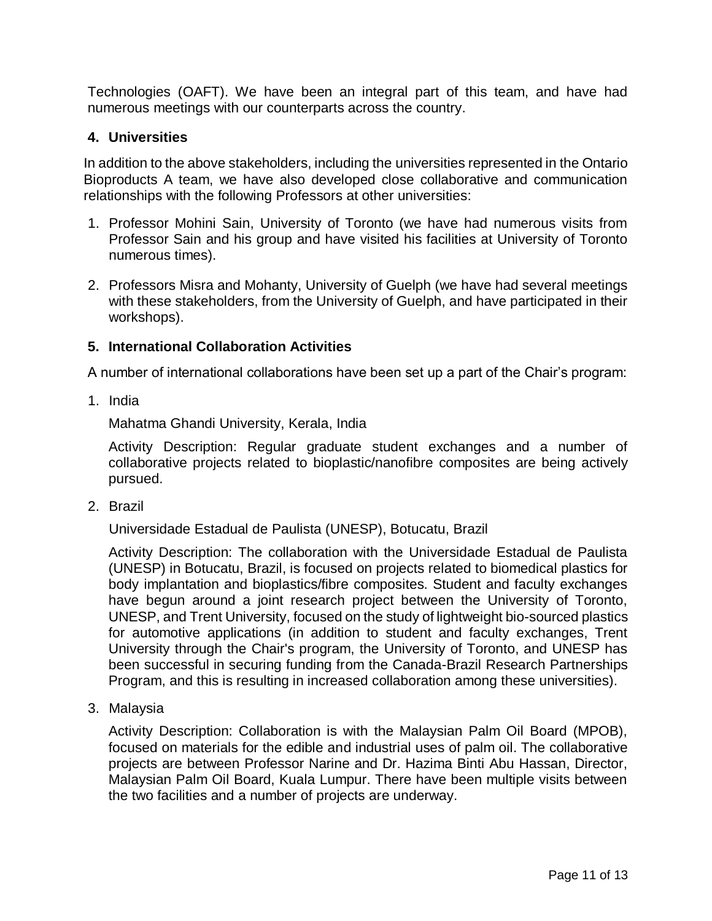Technologies (OAFT). We have been an integral part of this team, and have had numerous meetings with our counterparts across the country.

### 4. Universities

In addition to the above stakeholders, including the universities represented in the Ontario Bioproducts A team, we have also developed close collaborative and communication relationships with the following Professors at other universities:

1. Professor Mohini Sain, University of Toronto (we have had numerous visits from Professor Sain and his group and have visited his facilities at University of Toronto numerous times).

2. Professors Misra and Mohanty, University of Guelph (we have had several meetings with these stakeholders, from the University of Guelph, and have participated in their workshops).

### 5. International Collaboration Activities

A number of international collaborations have been set up a part of the Chair's program:

1. India

   Mahatma Ghandi University, Kerala, India

   Activity Description: Regular graduate student exchanges and a number of collaborative projects related to bioplastic/nanofibre composites are being actively pursued.

2. Brazil

   Universidade Estadual de Paulista (UNESP), Botucatu, Brazil

   Activity Description: The collaboration with the Universidade Estadual de Paulista (UNESP) in Botucatu, Brazil, is focused on projects related to biomedical plastics for body implantation and bioplastics/fibre composites. Student and faculty exchanges have begun around a joint research project between the University of Toronto, UNESP, and Trent University, focused on the study of lightweight bio-sourced plastics for automotive applications (in addition to student and faculty exchanges, Trent University through the Chair's program, the University of Toronto, and UNESP has been successful in securing funding from the Canada-Brazil Research Partnerships Program, and this is resulting in increased collaboration among these universities).

3. Malaysia

   Activity Description: Collaboration is with the Malaysian Palm Oil Board (MPOB), focused on materials for the edible and industrial uses of palm oil. The collaborative projects are between Professor Narine and Dr. Hazima Binti Abu Hassan, Director, Malaysian Palm Oil Board, Kuala Lumpur. There have been multiple visits between the two facilities and a number of projects are underway.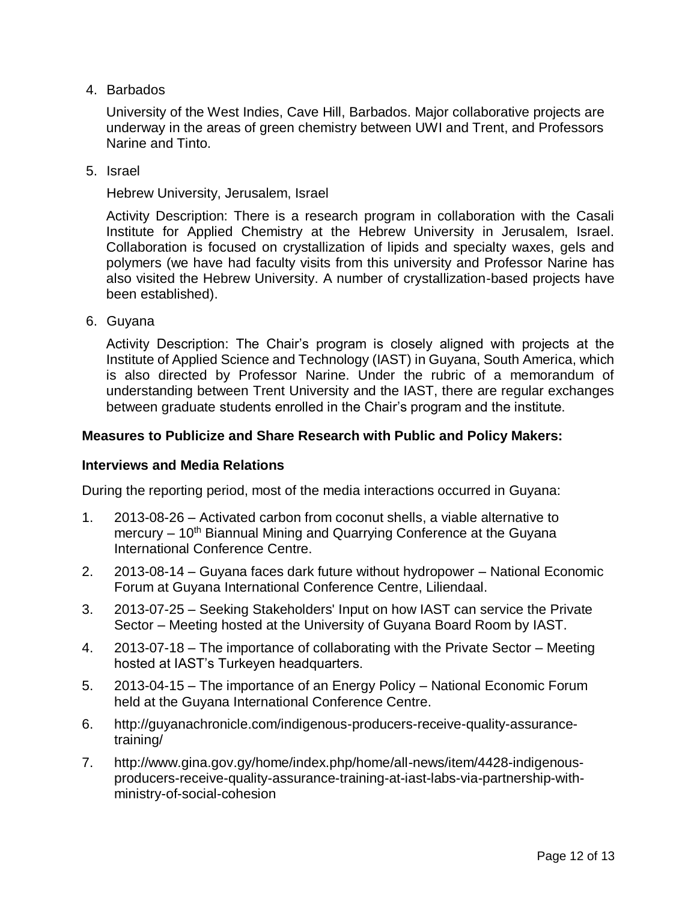4. Barbados

   University of the West Indies, Cave Hill, Barbados. Major collaborative projects are underway in the areas of green chemistry between UWI and Trent, and Professors Narine and Tinto.

5. Israel

   Hebrew University, Jerusalem, Israel

   Activity Description: There is a research program in collaboration with the Casali Institute for Applied Chemistry at the Hebrew University in Jerusalem, Israel. Collaboration is focused on crystallization of lipids and specialty waxes, gels and polymers (we have had faculty visits from this university and Professor Narine has also visited the Hebrew University. A number of crystallization-based projects have been established).

6. Guyana

   Activity Description: The Chair's program is closely aligned with projects at the Institute of Applied Science and Technology (IAST) in Guyana, South America, which is also directed by Professor Narine. Under the rubric of a memorandum of understanding between Trent University and the IAST, there are regular exchanges between graduate students enrolled in the Chair's program and the institute.

**Measures to Publicize and Share Research with Public and Policy Makers:**

**Interviews and Media Relations**

During the reporting period, most of the media interactions occurred in Guyana:

1. 2013-08-26 – Activated carbon from coconut shells, a viable alternative to mercury – 10th Biannual Mining and Quarrying Conference at the Guyana International Conference Centre.
2. 2013-08-14 – Guyana faces dark future without hydropower – National Economic Forum at Guyana International Conference Centre, Liliendaal.
3. 2013-07-25 – Seeking Stakeholders' Input on how IAST can service the Private Sector – Meeting hosted at the University of Guyana Board Room by IAST.
4. 2013-07-18 – The importance of collaborating with the Private Sector – Meeting hosted at IAST's Turkeyen headquarters.
5. 2013-04-15 – The importance of an Energy Policy – National Economic Forum held at the Guyana International Conference Centre.
6. http://guyanachronicle.com/indigenous-producers-receive-quality-assurance-training/
7. http://www.gina.gov.gy/home/index.php/home/all-news/item/4428-indigenous-producers-receive-quality-assurance-training-at-iast-labs-via-partnership-with-ministry-of-social-cohesion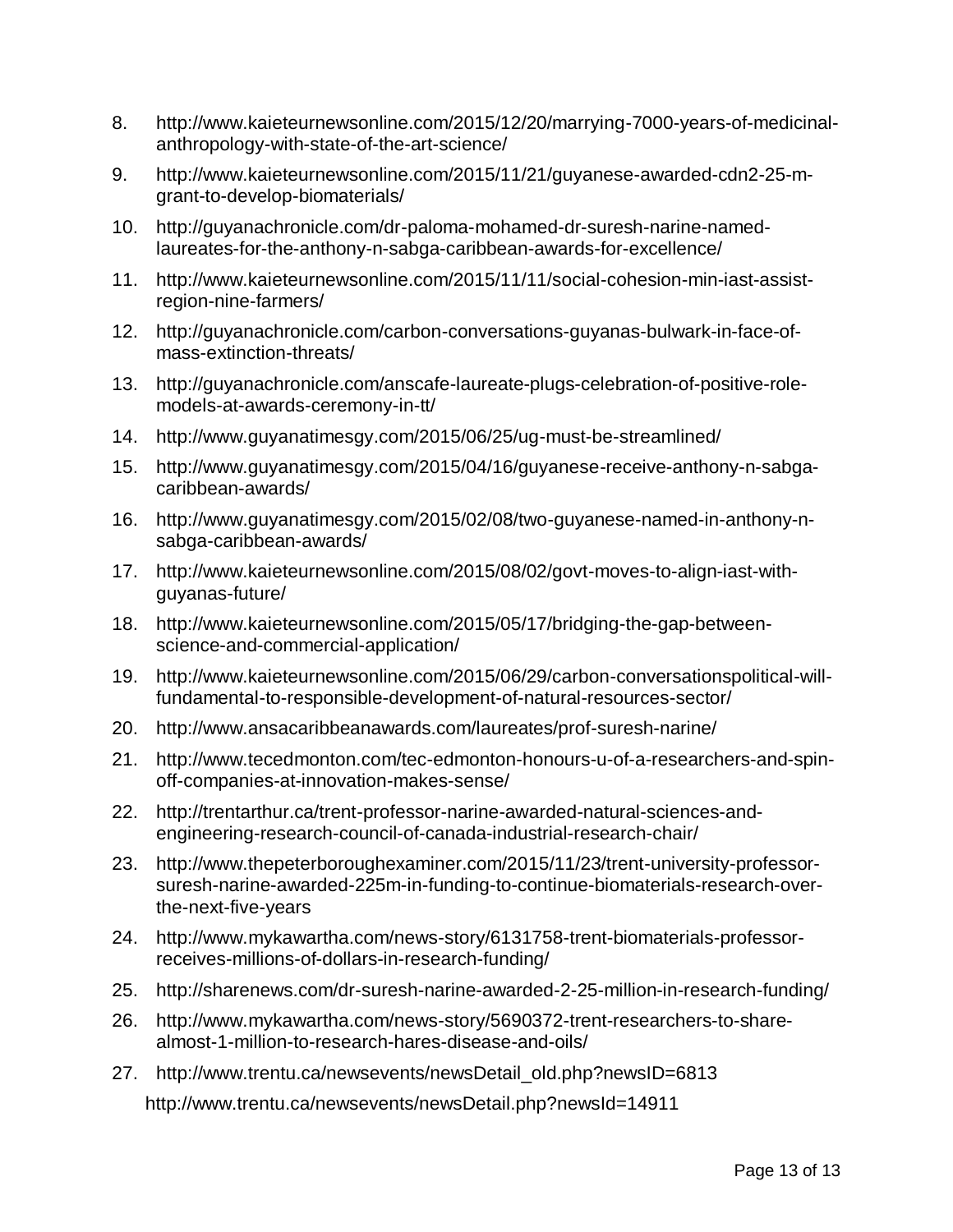8. http://www.kaieteurnewsonline.com/2015/12/20/marrying-7000-years-of-medicinal-anthropology-with-state-of-the-art-science/
9. http://www.kaieteurnewsonline.com/2015/11/21/guyanese-awarded-cdn2-25-m-grant-to-develop-biomaterials/
10. http://guyanachronicle.com/dr-paloma-mohamed-dr-suresh-narine-named-laureates-for-the-anthony-n-sabga-caribbean-awards-for-excellence/
11. http://www.kaieteurnewsonline.com/2015/11/11/social-cohesion-min-iast-assist-region-nine-farmers/
12. http://guyanachronicle.com/carbon-conversations-guyanas-bulwark-in-face-of-mass-extinction-threats/
13. http://guyanachronicle.com/anscafe-laureate-plugs-celebration-of-positive-role-models-at-awards-ceremony-in-tt/
14. http://www.guyanatimesgy.com/2015/06/25/ug-must-be-streamlined/
15. http://www.guyanatimesgy.com/2015/04/16/guyanese-receive-anthony-n-sabga-caribbean-awards/
16. http://www.guyanatimesgy.com/2015/02/08/two-guyanese-named-in-anthony-n-sabga-caribbean-awards/
17. http://www.kaieteurnewsonline.com/2015/08/02/govt-moves-to-align-iast-with-guyanas-future/
18. http://www.kaieteurnewsonline.com/2015/05/17/bridging-the-gap-between-science-and-commercial-application/
19. http://www.kaieteurnewsonline.com/2015/06/29/carbon-conversationspolitical-will-fundamental-to-responsible-development-of-natural-resources-sector/
20. http://www.ansacaribbeanawards.com/laureates/prof-suresh-narine/
21. http://www.tecedmonton.com/tec-edmonton-honours-u-of-a-researchers-and-spin-off-companies-at-innovation-makes-sense/
22. http://trentarthur.ca/trent-professor-narine-awarded-natural-sciences-and-engineering-research-council-of-canada-industrial-research-chair/
23. http://www.thepeteroboroughexaminer.com/2015/11/23/trent-university-professor-suresh-narine-awarded-225m-in-funding-to-continue-biomaterials-research-over-the-next-five-years
24. http://www.mykawartha.com/news-story/6131758-trent-biomaterials-professor-receives-millions-of-dollars-in-research-funding/
25. http://sharenews.com/dr-suresh-narine-awarded-2-25-million-in-research-funding/
26. http://www.mykawartha.com/news-story/5690372-trent-researchers-to-share-almost-1-million-to-research-hares-disease-and-oils/
27. http://www.trentu.ca/newsevents/newsDetail_old.php?newsID=6813

    http://www.trentu.ca/newsevents/newsDetail.php?newsId=14911